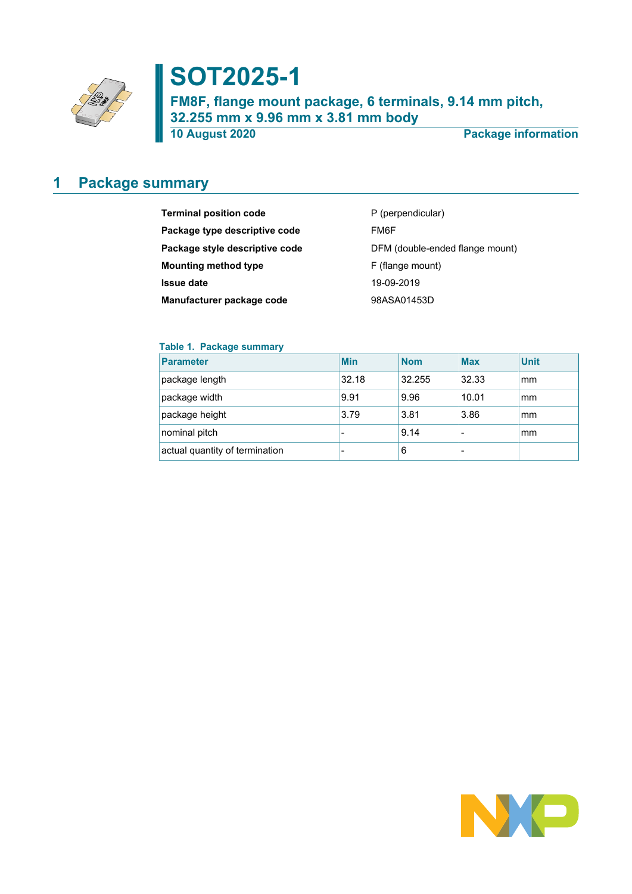# SOT2025-1

**FM8F, flange mount package, 6 terminals, 9.14 mm pitch, 32.255 mm x 9.96 mm x 3.81 mm body**

**10 August 2020** — **Package information**

## 1 Package summary

| | |
|---|---|
| **Terminal position code** | P (perpendicular) |
| **Package type descriptive code** | FM6F |
| **Package style descriptive code** | DFM (double-ended flange mount) |
| **Mounting method type** | F (flange mount) |
| **Issue date** | 19-09-2019 |
| **Manufacturer package code** | 98ASA01453D |

**Table 1. Package summary**

| Parameter | Min | Nom | Max | Unit |
|---|---|---|---|---|
| package length | 32.18 | 32.255 | 32.33 | mm |
| package width | 9.91 | 9.96 | 10.01 | mm |
| package height | 3.79 | 3.81 | 3.86 | mm |
| nominal pitch | - | 9.14 | - | mm |
| actual quantity of termination | - | 6 | - | |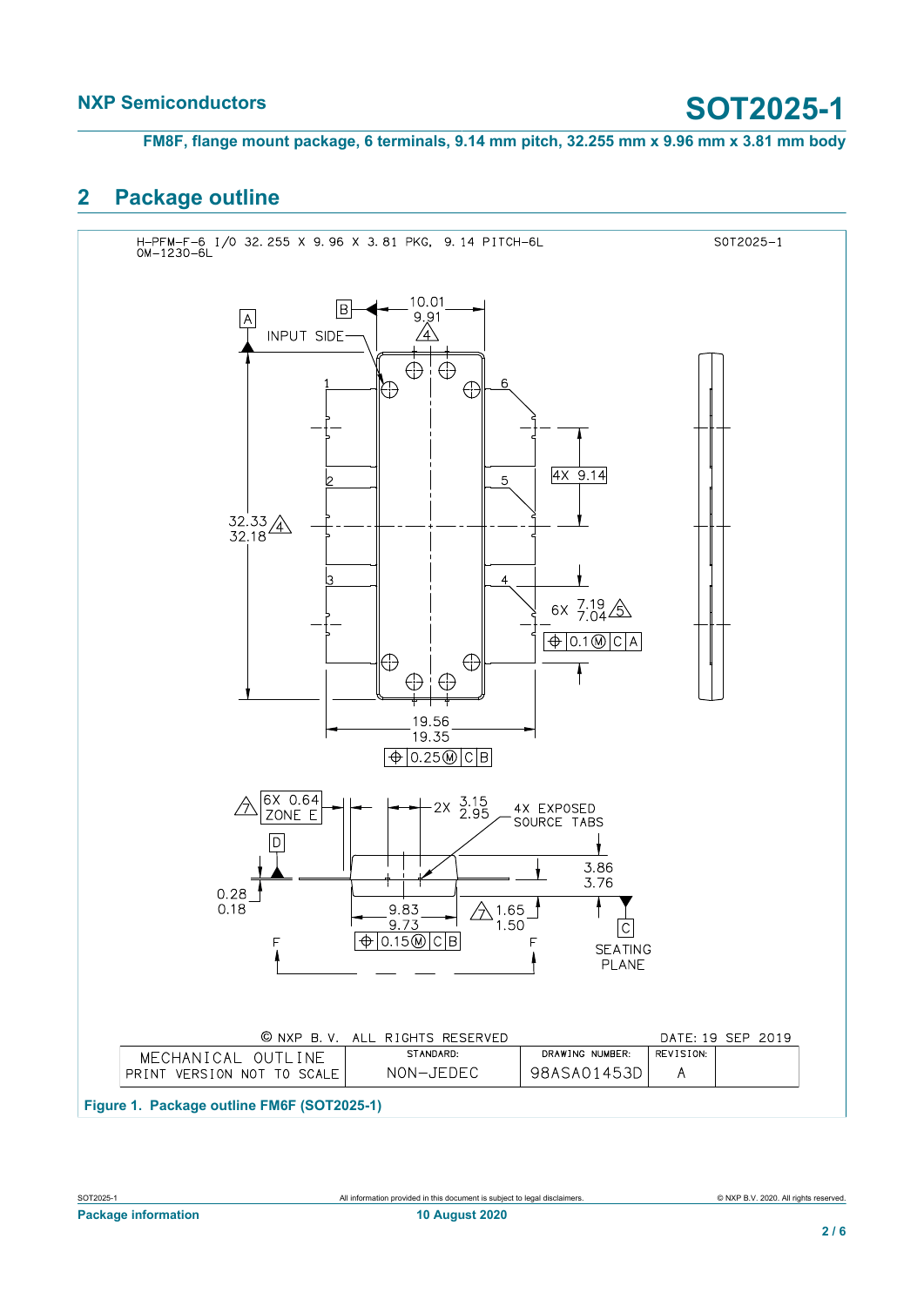## 2 Package outline

H-PFM-F-6 I/O 32.255 X 9.96 X 3.81 PKG, 9.14 PITCH-6L
OM-1230-6L

SOT2025-1

INPUT SIDE

10.01
9.91

32.33
32.18

4X 9.14

6X 7.19
7.04

0.1 Ⓜ C A

19.56
19.35

0.25 Ⓜ C B

6X 0.64
ZONE E

2X 3.15
2.95

4X EXPOSED
SOURCE TABS

0.28
0.18

9.83
9.73

1.65
1.50

3.86
3.76

0.15 Ⓜ C B

SEATING
PLANE

© NXP B.V. ALL RIGHTS RESERVED

DATE: 19 SEP 2019

| MECHANICAL OUTLINE PRINT VERSION NOT TO SCALE | STANDARD: NON-JEDEC | DRAWING NUMBER: 98ASA01453D | REVISION: A |
|---|---|---|---|

**Figure 1. Package outline FM6F (SOT2025-1)**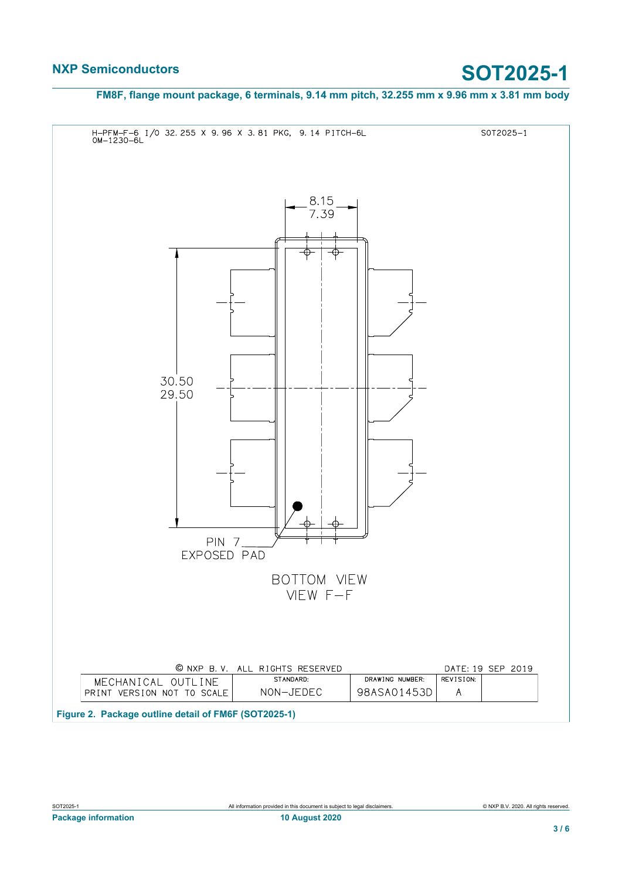H-PFM-F-6 I/O 32.255 X 9.96 X 3.81 PKG, 9.14 PITCH-6L
OM-1230-6L

SOT2025-1

8.15
7.39

30.50
29.50

PIN 7
EXPOSED PAD

BOTTOM VIEW
VIEW F-F

© NXP B.V. ALL RIGHTS RESERVED

DATE: 19 SEP 2019

| MECHANICAL OUTLINE PRINT VERSION NOT TO SCALE | STANDARD: NON-JEDEC | DRAWING NUMBER: 98ASA01453D | REVISION: A |
| --- | --- | --- | --- |

**Figure 2. Package outline detail of FM6F (SOT2025-1)**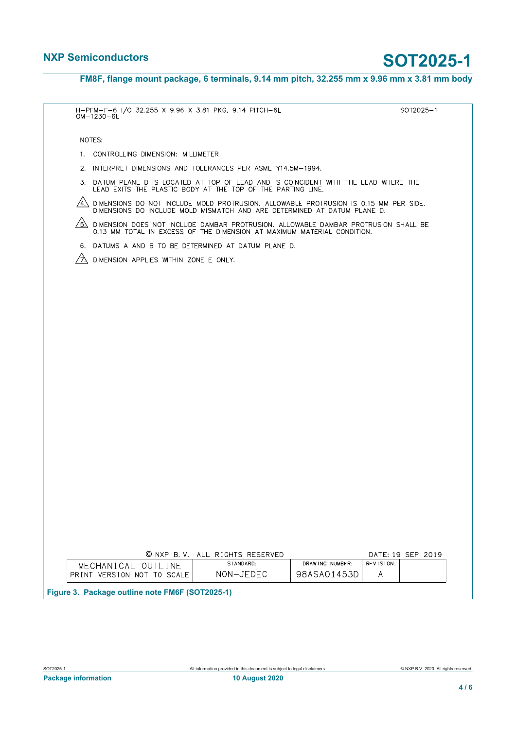H–PFM–F–6 I/O 32.255 X 9.96 X 3.81 PKG, 9.14 PITCH–6L
OM–1230–6L

SOT2025–1

NOTES:

1. CONTROLLING DIMENSION: MILLIMETER
2. INTERPRET DIMENSIONS AND TOLERANCES PER ASME Y14.5M–1994.
3. DATUM PLANE D IS LOCATED AT TOP OF LEAD AND IS COINCIDENT WITH THE LEAD WHERE THE LEAD EXITS THE PLASTIC BODY AT THE TOP OF THE PARTING LINE.
4. DIMENSIONS DO NOT INCLUDE MOLD PROTRUSION. ALLOWABLE PROTRUSION IS 0.15 MM PER SIDE. DIMENSIONS DO INCLUDE MOLD MISMATCH AND ARE DETERMINED AT DATUM PLANE D.
5. DIMENSION DOES NOT INCLUDE DAMBAR PROTRUSION. ALLOWABLE DAMBAR PROTRUSION SHALL BE 0.13 MM TOTAL IN EXCESS OF THE DIMENSION AT MAXIMUM MATERIAL CONDITION.
6. DATUMS A AND B TO BE DETERMINED AT DATUM PLANE D.
7. DIMENSION APPLIES WITHIN ZONE E ONLY.

© NXP B. V. ALL RIGHTS RESERVED

DATE: 19 SEP 2019

| MECHANICAL OUTLINE PRINT VERSION NOT TO SCALE | STANDARD: NON–JEDEC | DRAWING NUMBER: 98ASA01453D | REVISION: A | |
|---|---|---|---|---|

Figure 3. Package outline note FM6F (SOT2025-1)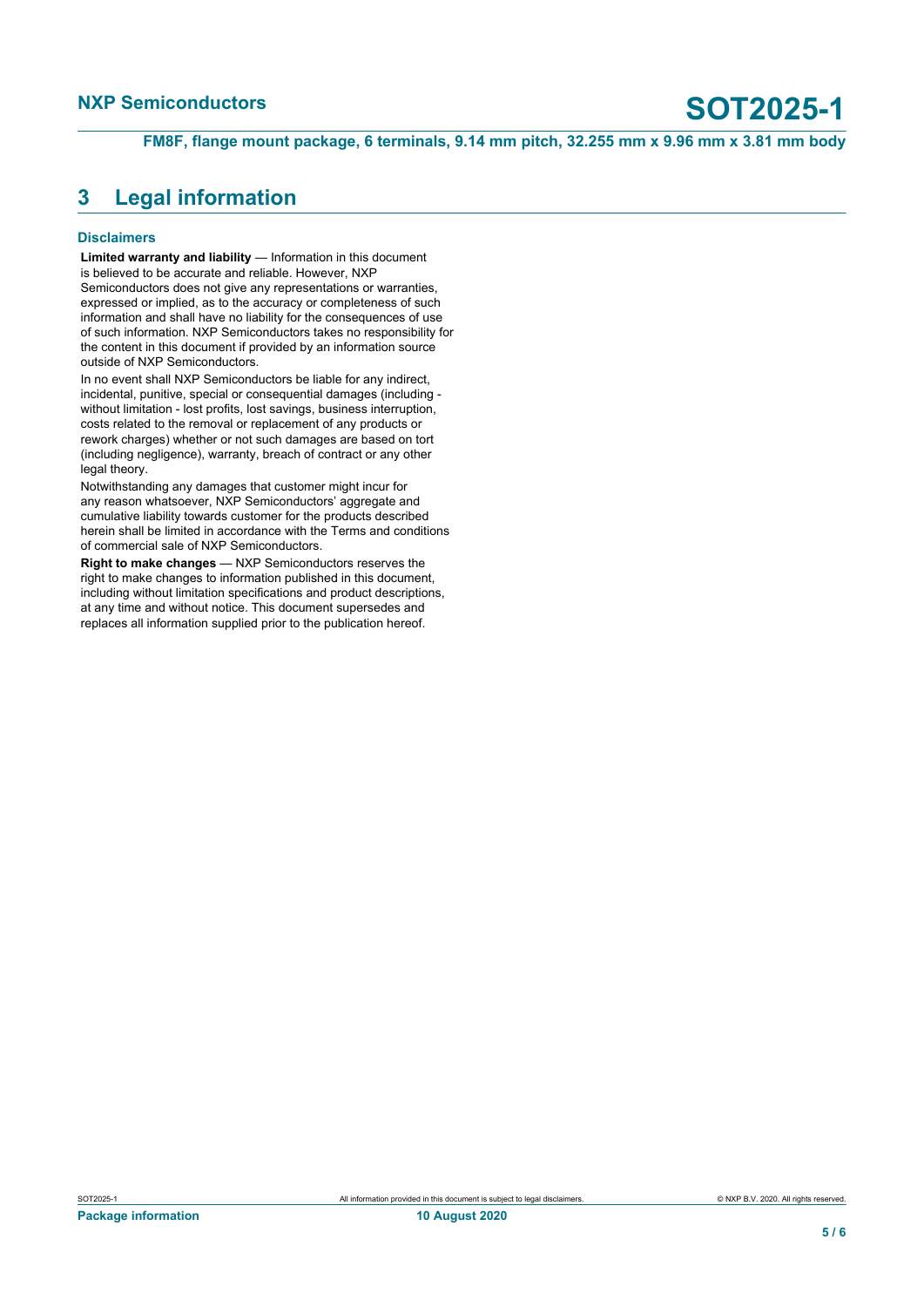# 3 Legal information

### Disclaimers

**Limited warranty and liability** — Information in this document is believed to be accurate and reliable. However, NXP Semiconductors does not give any representations or warranties, expressed or implied, as to the accuracy or completeness of such information and shall have no liability for the consequences of use of such information. NXP Semiconductors takes no responsibility for the content in this document if provided by an information source outside of NXP Semiconductors.

In no event shall NXP Semiconductors be liable for any indirect, incidental, punitive, special or consequential damages (including - without limitation - lost profits, lost savings, business interruption, costs related to the removal or replacement of any products or rework charges) whether or not such damages are based on tort (including negligence), warranty, breach of contract or any other legal theory.

Notwithstanding any damages that customer might incur for any reason whatsoever, NXP Semiconductors' aggregate and cumulative liability towards customer for the products described herein shall be limited in accordance with the Terms and conditions of commercial sale of NXP Semiconductors.

**Right to make changes** — NXP Semiconductors reserves the right to make changes to information published in this document, including without limitation specifications and product descriptions, at any time and without notice. This document supersedes and replaces all information supplied prior to the publication hereof.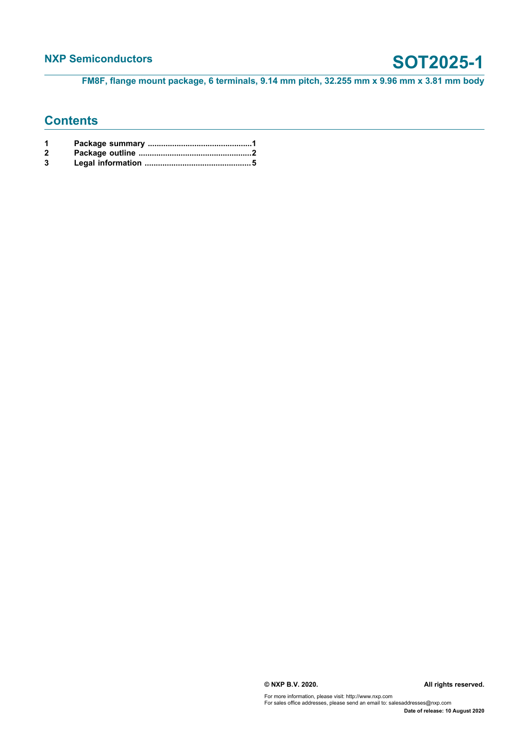## Contents

| | | |
|---|---|---|
| 1 | Package summary | 1 |
| 2 | Package outline | 2 |
| 3 | Legal information | 5 |

© NXP B.V. 2020. All rights reserved.

For more information, please visit: http://www.nxp.com
For sales office addresses, please send an email to: salesaddresses@nxp.com

**Date of release: 10 August 2020**